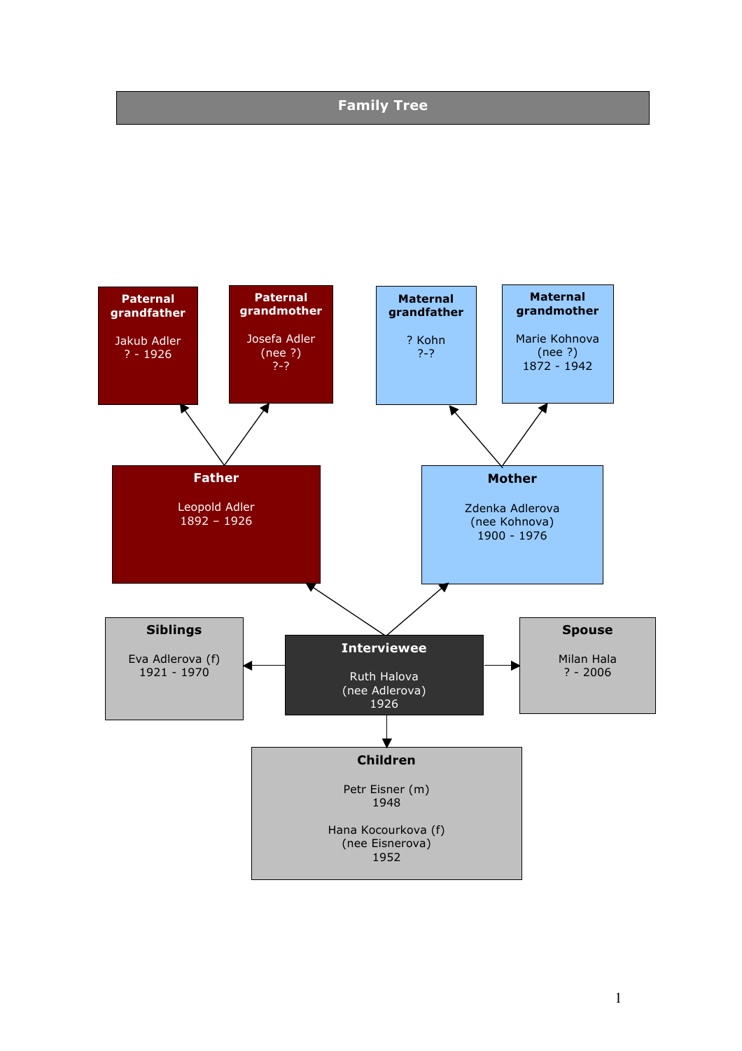# Family Tree

**Paternal grandfather**

Jakub Adler
? - 1926

**Paternal grandmother**

Josefa Adler
(nee ?)
?-?

**Maternal grandfather**

? Kohn
?-?

**Maternal grandmother**

Marie Kohnova
(nee ?)
1872 - 1942

**Father**

Leopold Adler
1892 – 1926

**Mother**

Zdenka Adlerova
(nee Kohnova)
1900 - 1976

**Siblings**

Eva Adlerova (f)
1921 - 1970

**Interviewee**

Ruth Halova
(nee Adlerova)
1926

**Spouse**

Milan Hala
? - 2006

**Children**

Petr Eisner (m)
1948

Hana Kocourkova (f)
(nee Eisnerova)
1952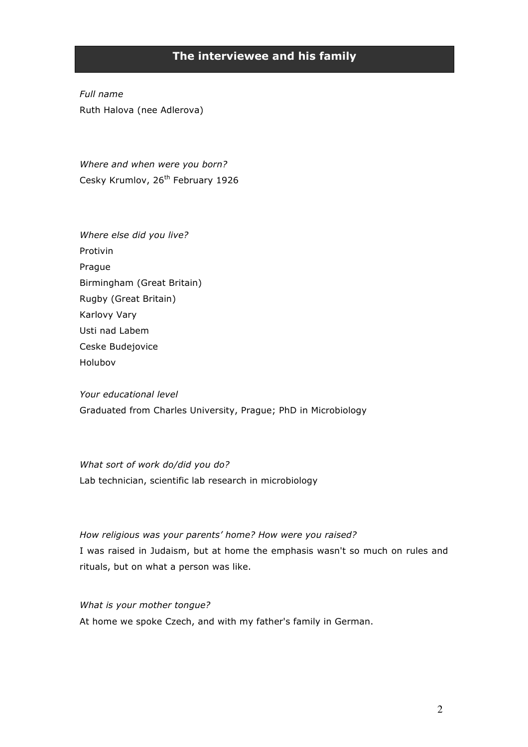## The interviewee and his family

*Full name*

Ruth Halova (nee Adlerova)

*Where and when were you born?*

Cesky Krumlov, 26th February 1926

*Where else did you live?*

Protivin
Prague
Birmingham (Great Britain)
Rugby (Great Britain)
Karlovy Vary
Usti nad Labem
Ceske Budejovice
Holubov

*Your educational level*

Graduated from Charles University, Prague; PhD in Microbiology

*What sort of work do/did you do?*

Lab technician, scientific lab research in microbiology

*How religious was your parents' home? How were you raised?*

I was raised in Judaism, but at home the emphasis wasn't so much on rules and rituals, but on what a person was like.

*What is your mother tongue?*

At home we spoke Czech, and with my father's family in German.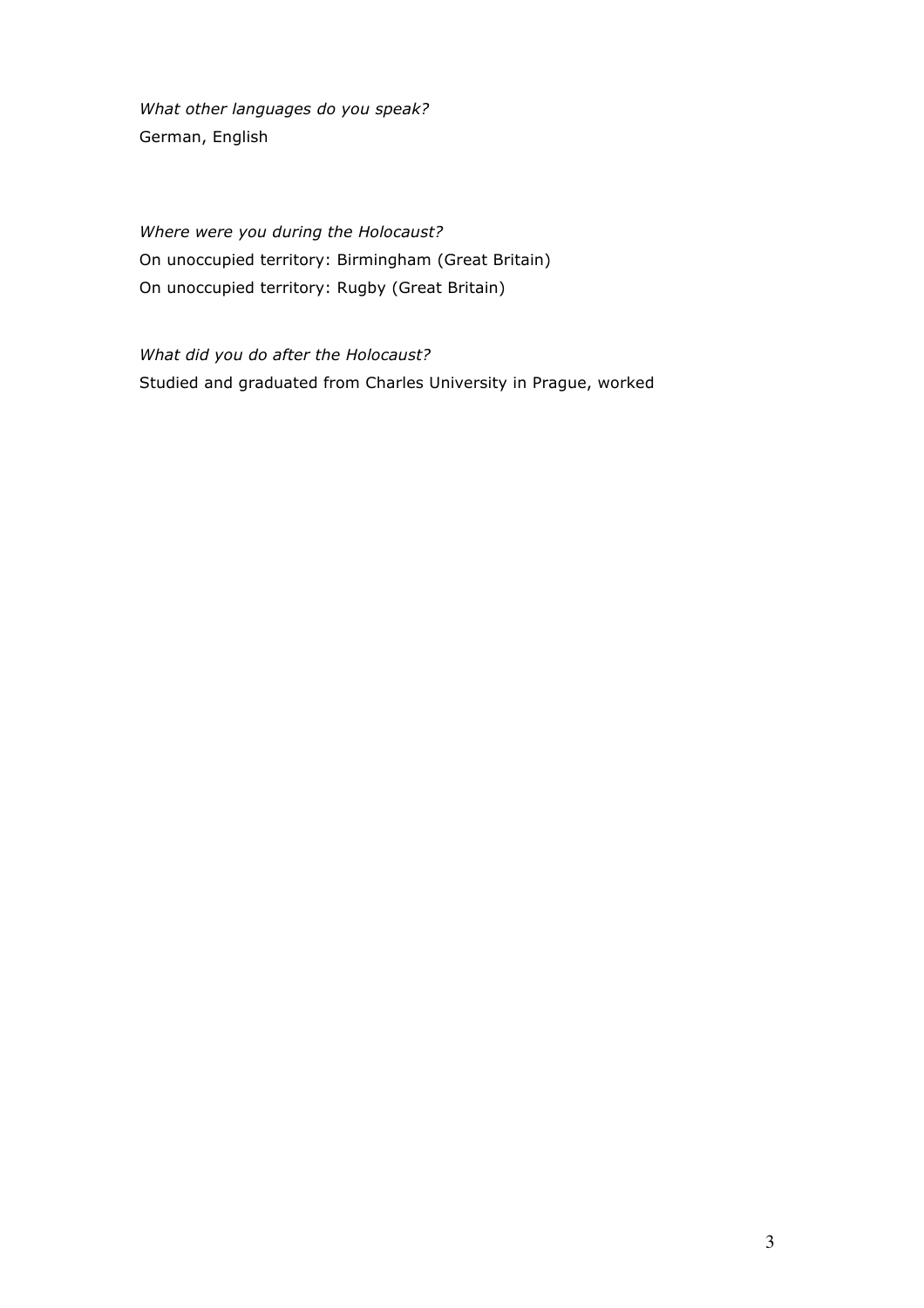*What other languages do you speak?*
German, English

*Where were you during the Holocaust?*
On unoccupied territory: Birmingham (Great Britain)
On unoccupied territory: Rugby (Great Britain)

*What did you do after the Holocaust?*
Studied and graduated from Charles University in Prague, worked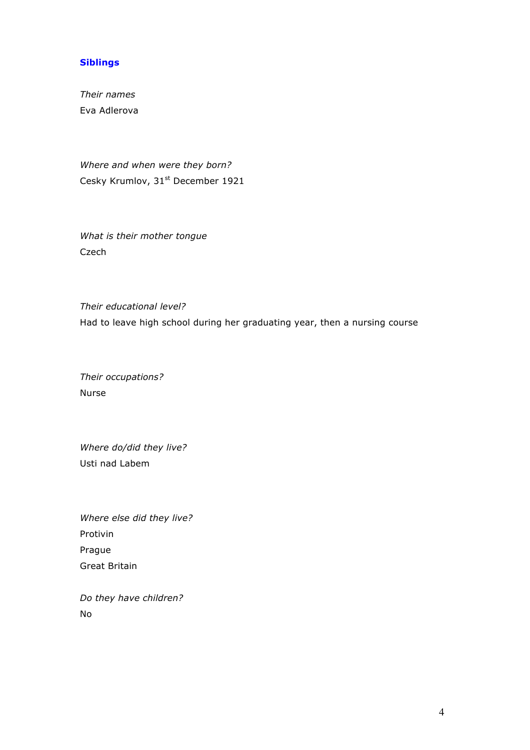## Siblings

*Their names*

Eva Adlerova

*Where and when were they born?*

Cesky Krumlov, 31st December 1921

*What is their mother tongue*

Czech

*Their educational level?*

Had to leave high school during her graduating year, then a nursing course

*Their occupations?*

Nurse

*Where do/did they live?*

Usti nad Labem

*Where else did they live?*

Protivin

Prague

Great Britain

*Do they have children?*

No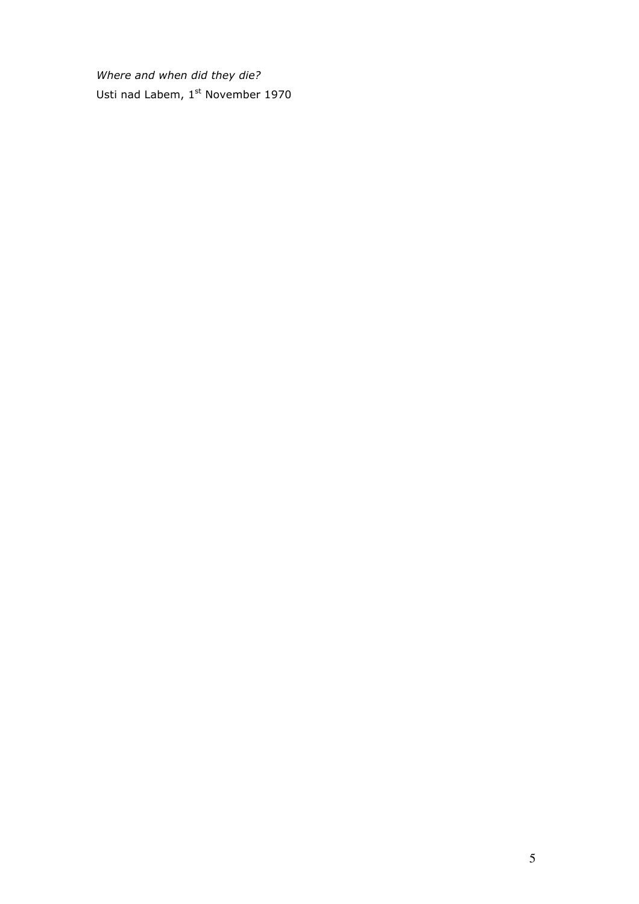*Where and when did they die?*
Usti nad Labem, 1st November 1970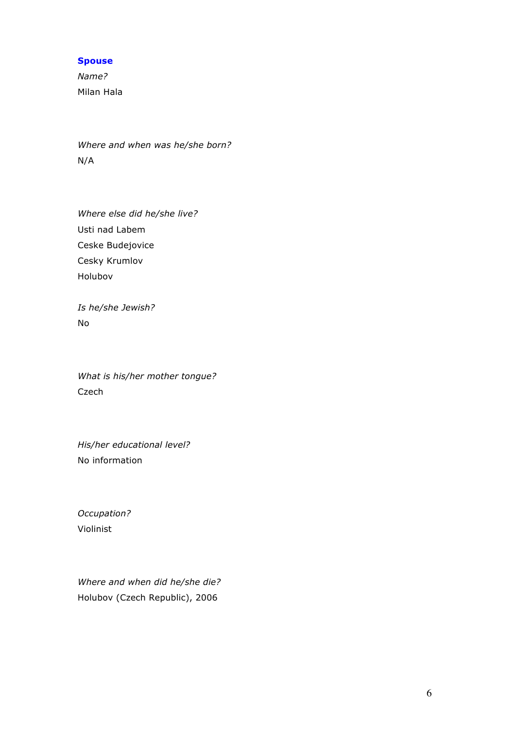**Spouse**

*Name?*

Milan Hala

*Where and when was he/she born?*

N/A

*Where else did he/she live?*

Usti nad Labem

Ceske Budejovice

Cesky Krumlov

Holubov

*Is he/she Jewish?*

No

*What is his/her mother tongue?*

Czech

*His/her educational level?*

No information

*Occupation?*

Violinist

*Where and when did he/she die?*

Holubov (Czech Republic), 2006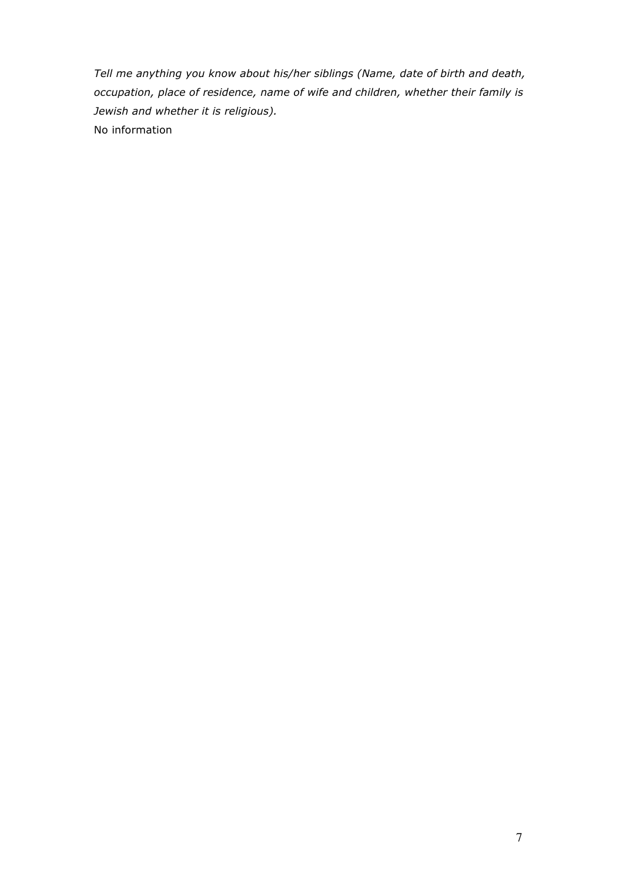*Tell me anything you know about his/her siblings (Name, date of birth and death, occupation, place of residence, name of wife and children, whether their family is Jewish and whether it is religious).*

No information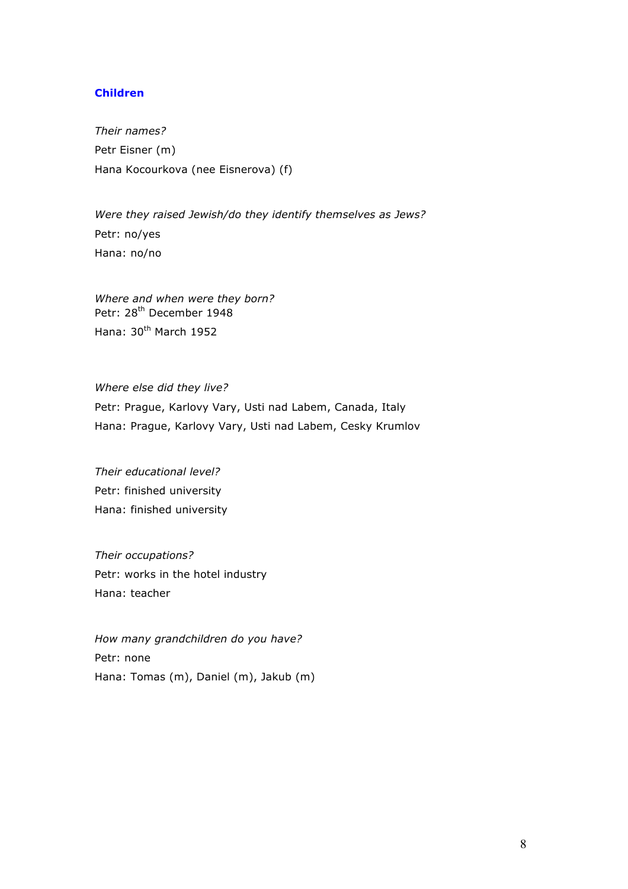## Children

*Their names?*

Petr Eisner (m)

Hana Kocourkova (nee Eisnerova) (f)

*Were they raised Jewish/do they identify themselves as Jews?*

Petr: no/yes

Hana: no/no

*Where and when were they born?*

Petr: 28th December 1948

Hana: 30th March 1952

*Where else did they live?*

Petr: Prague, Karlovy Vary, Usti nad Labem, Canada, Italy

Hana: Prague, Karlovy Vary, Usti nad Labem, Cesky Krumlov

*Their educational level?*

Petr: finished university

Hana: finished university

*Their occupations?*

Petr: works in the hotel industry

Hana: teacher

*How many grandchildren do you have?*

Petr: none

Hana: Tomas (m), Daniel (m), Jakub (m)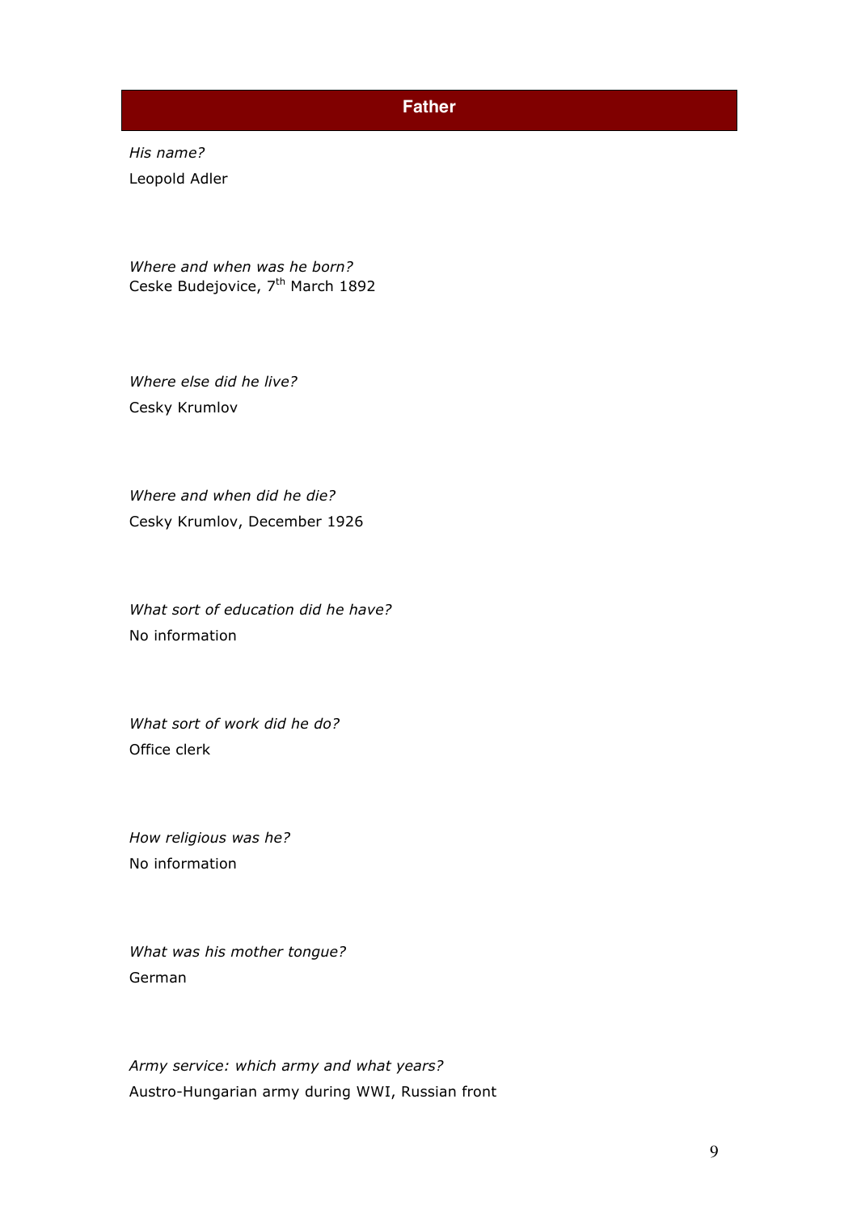## Father

*His name?*

Leopold Adler

*Where and when was he born?*

Ceske Budejovice, 7th March 1892

*Where else did he live?*

Cesky Krumlov

*Where and when did he die?*

Cesky Krumlov, December 1926

*What sort of education did he have?*

No information

*What sort of work did he do?*

Office clerk

*How religious was he?*

No information

*What was his mother tongue?*

German

*Army service: which army and what years?*

Austro-Hungarian army during WWI, Russian front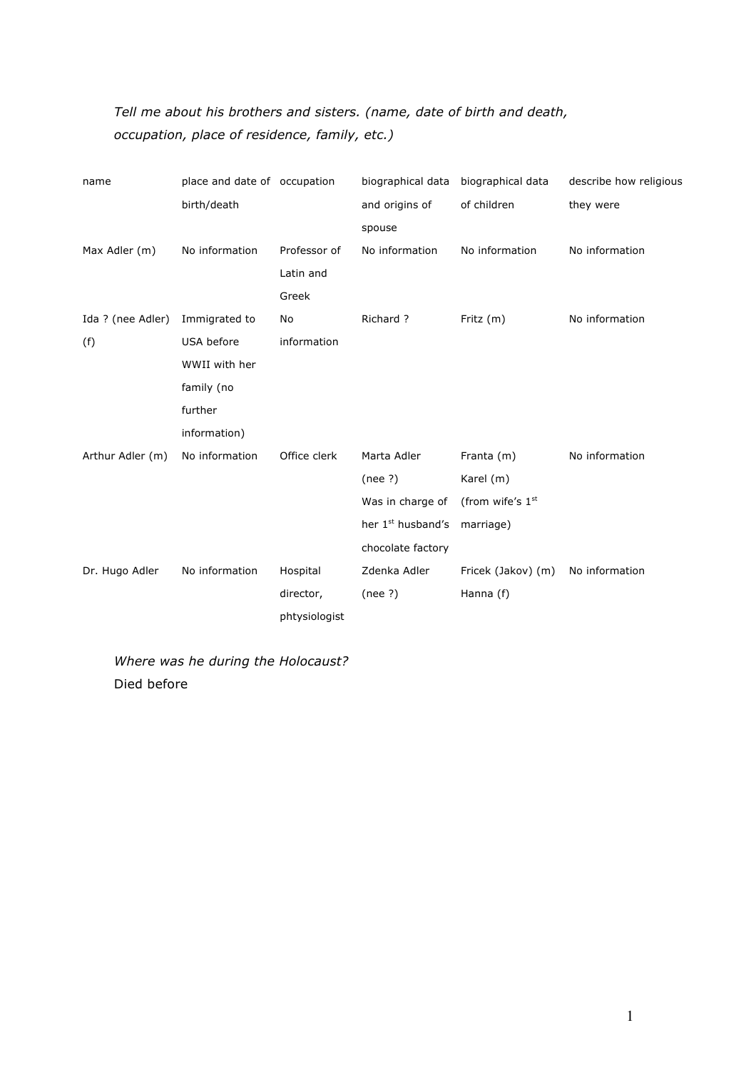*Tell me about his brothers and sisters. (name, date of birth and death, occupation, place of residence, family, etc.)*

| name | place and date of birth/death | occupation | biographical data and origins of spouse | biographical data of children | describe how religious they were |
|---|---|---|---|---|---|
| Max Adler (m) | No information | Professor of Latin and Greek | No information | No information | No information |
| Ida ? (nee Adler) (f) | Immigrated to USA before WWII with her family (no further information) | No information | Richard ? | Fritz (m) | No information |
| Arthur Adler (m) | No information | Office clerk | Marta Adler (nee ?) Was in charge of her 1st husband's chocolate factory | Franta (m) Karel (m) (from wife's 1st marriage) | No information |
| Dr. Hugo Adler | No information | Hospital director, phtysiologist | Zdenka Adler (nee ?) | Fricek (Jakov) (m) Hanna (f) | No information |

*Where was he during the Holocaust?*

Died before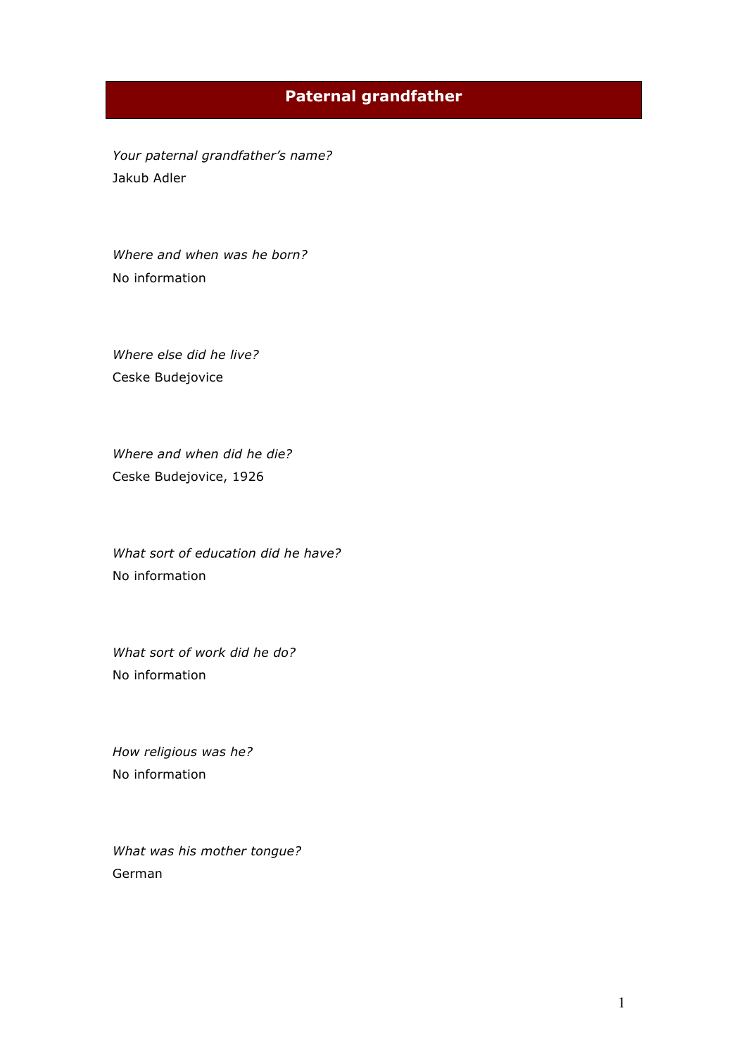## Paternal grandfather

*Your paternal grandfather's name?*
Jakub Adler

*Where and when was he born?*
No information

*Where else did he live?*
Ceske Budejovice

*Where and when did he die?*
Ceske Budejovice, 1926

*What sort of education did he have?*
No information

*What sort of work did he do?*
No information

*How religious was he?*
No information

*What was his mother tongue?*
German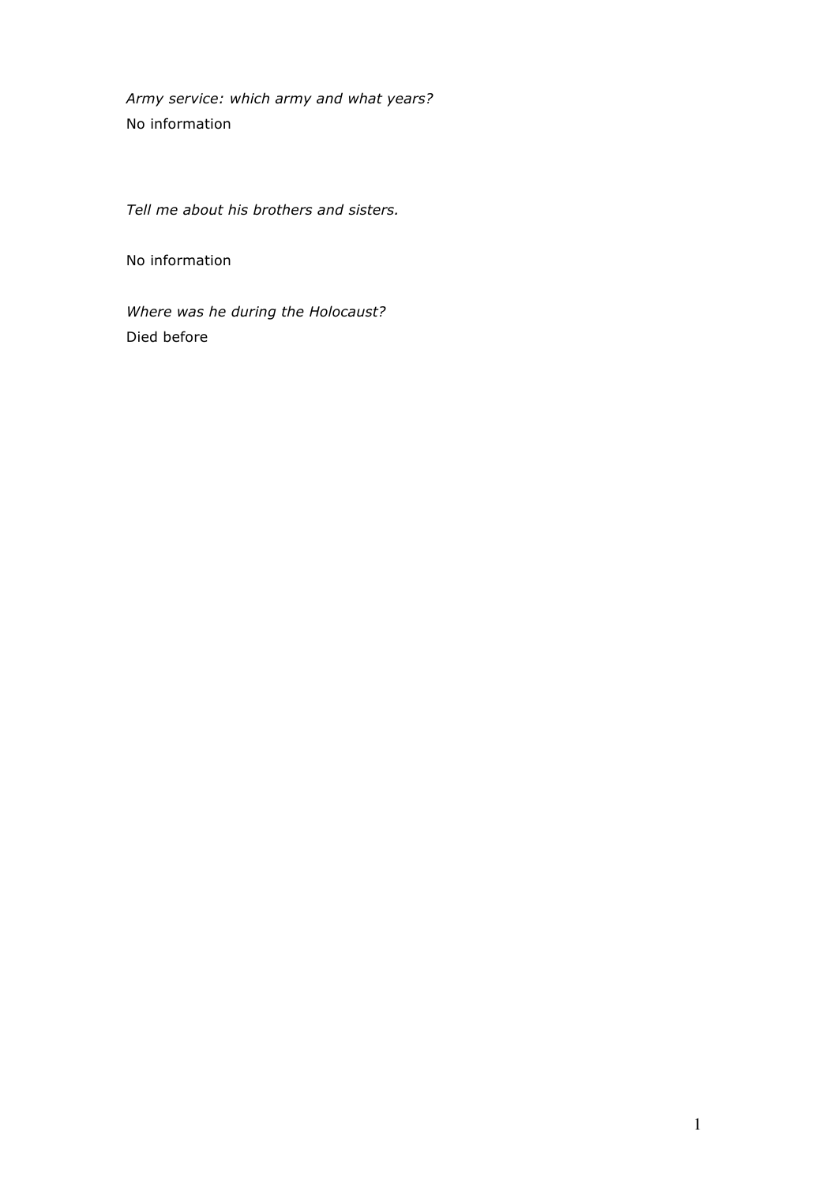*Army service: which army and what years?*

No information

*Tell me about his brothers and sisters.*

No information

*Where was he during the Holocaust?*

Died before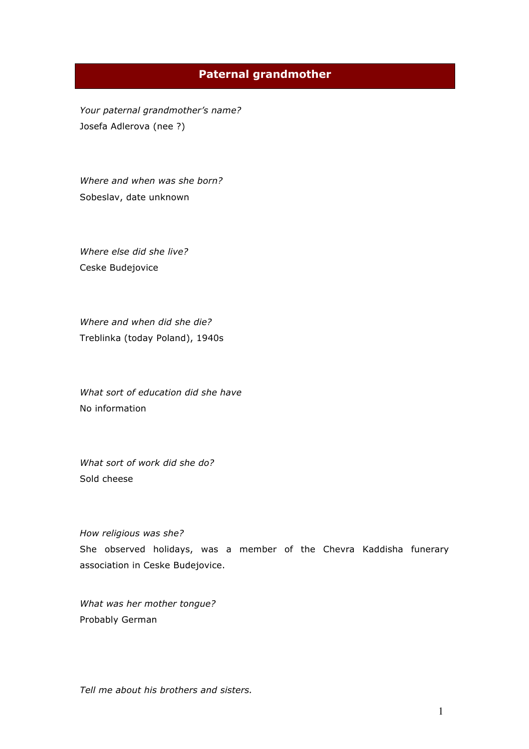## Paternal grandmother

*Your paternal grandmother's name?*
Josefa Adlerova (nee ?)

*Where and when was she born?*
Sobeslav, date unknown

*Where else did she live?*
Ceske Budejovice

*Where and when did she die?*
Treblinka (today Poland), 1940s

*What sort of education did she have*
No information

*What sort of work did she do?*
Sold cheese

*How religious was she?*
She observed holidays, was a member of the Chevra Kaddisha funerary association in Ceske Budejovice.

*What was her mother tongue?*
Probably German

*Tell me about his brothers and sisters.*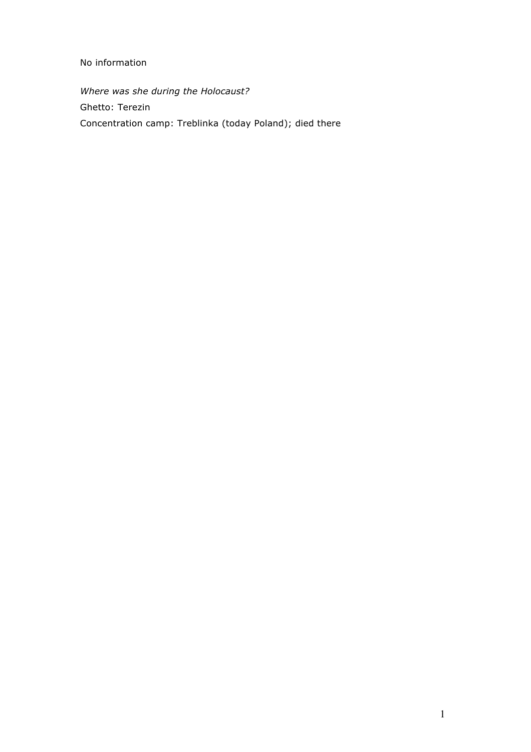No information

*Where was she during the Holocaust?*

Ghetto: Terezin

Concentration camp: Treblinka (today Poland); died there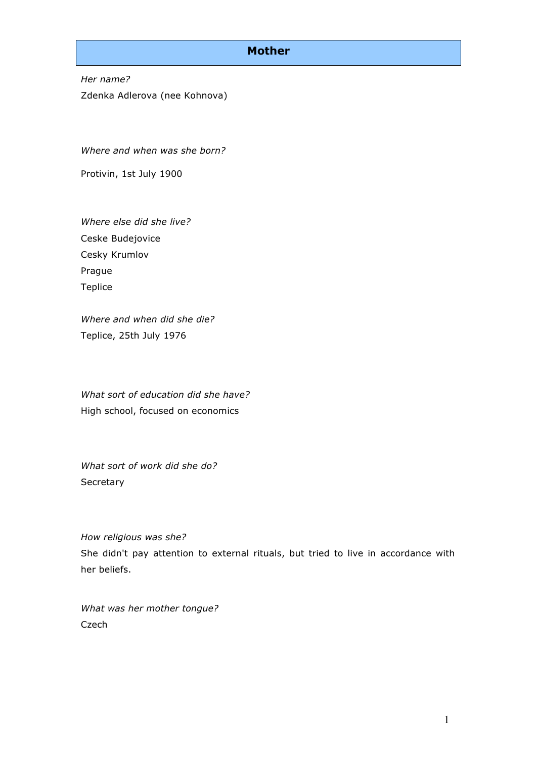## Mother

*Her name?*

Zdenka Adlerova (nee Kohnova)

*Where and when was she born?*

Protivin, 1st July 1900

*Where else did she live?*

Ceske Budejovice

Cesky Krumlov

Prague

Teplice

*Where and when did she die?*

Teplice, 25th July 1976

*What sort of education did she have?*

High school, focused on economics

*What sort of work did she do?*

Secretary

*How religious was she?*

She didn't pay attention to external rituals, but tried to live in accordance with her beliefs.

*What was her mother tongue?*

Czech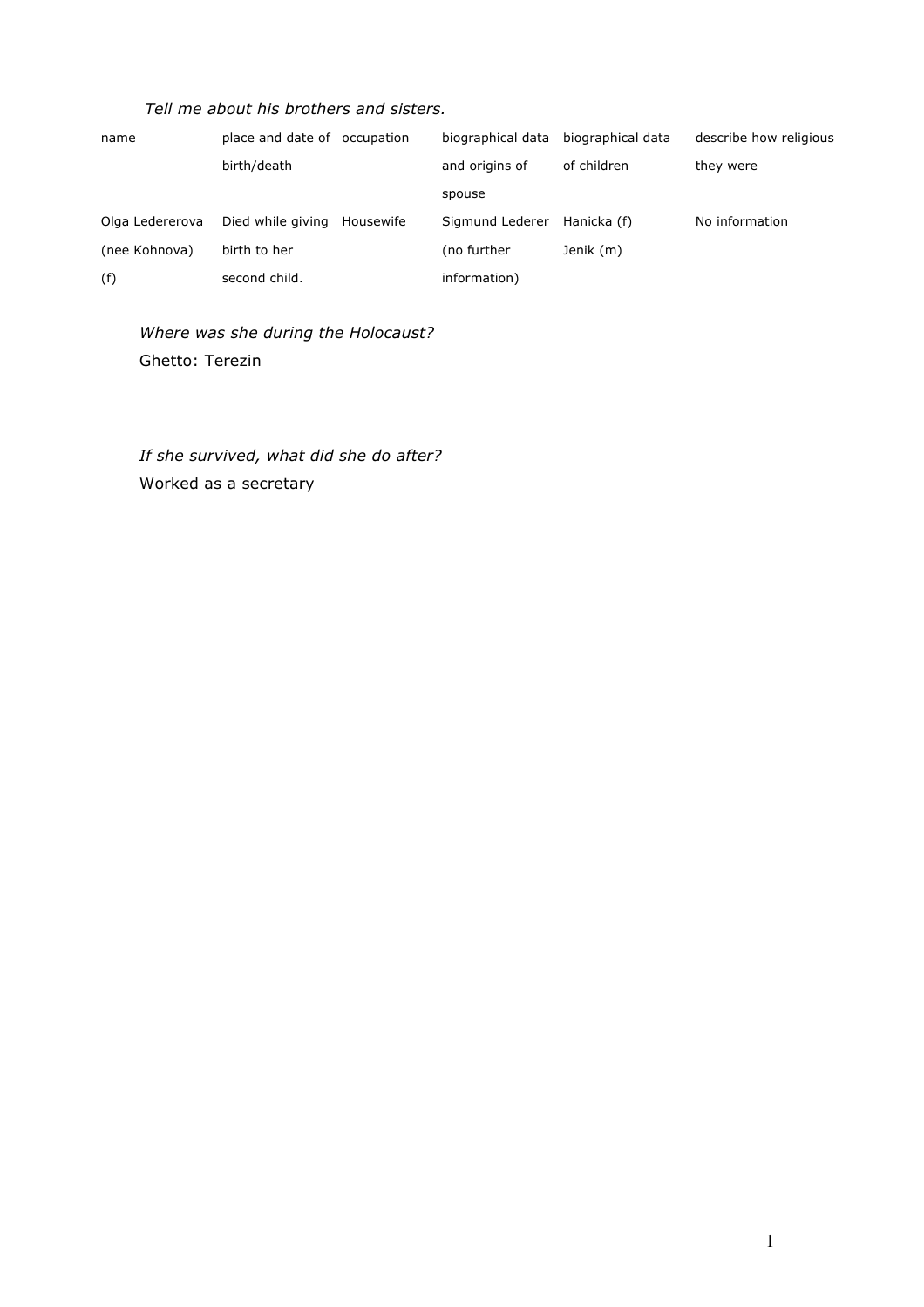*Tell me about his brothers and sisters.*

| name | place and date of birth/death | occupation | biographical data and origins of spouse | biographical data of children | describe how religious they were |
|---|---|---|---|---|---|
| Olga Ledererova (nee Kohnova) (f) | Died while giving birth to her second child. | Housewife | Sigmund Lederer (no further information) | Hanicka (f) Jenik (m) | No information |

*Where was she during the Holocaust?*
Ghetto: Terezin

*If she survived, what did she do after?*
Worked as a secretary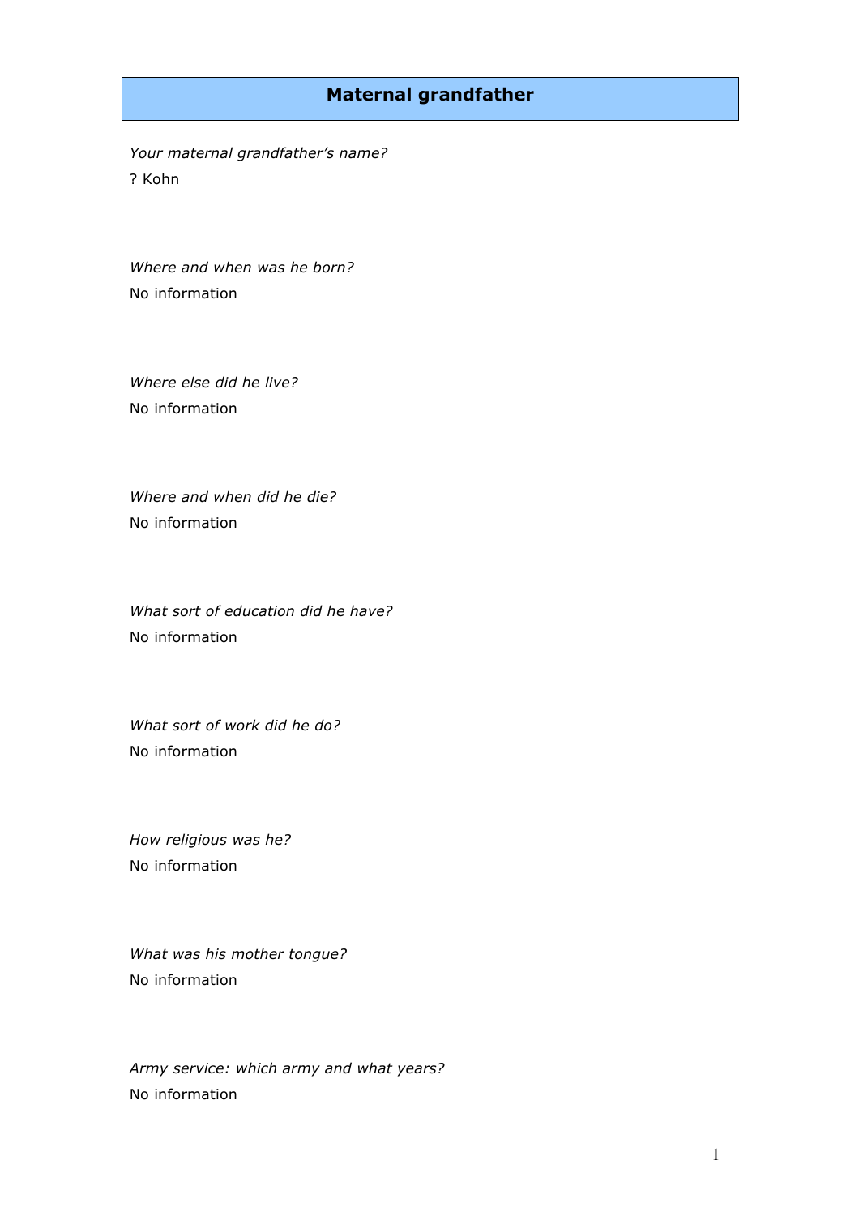## Maternal grandfather

*Your maternal grandfather's name?*

? Kohn

*Where and when was he born?*

No information

*Where else did he live?*

No information

*Where and when did he die?*

No information

*What sort of education did he have?*

No information

*What sort of work did he do?*

No information

*How religious was he?*

No information

*What was his mother tongue?*

No information

*Army service: which army and what years?*

No information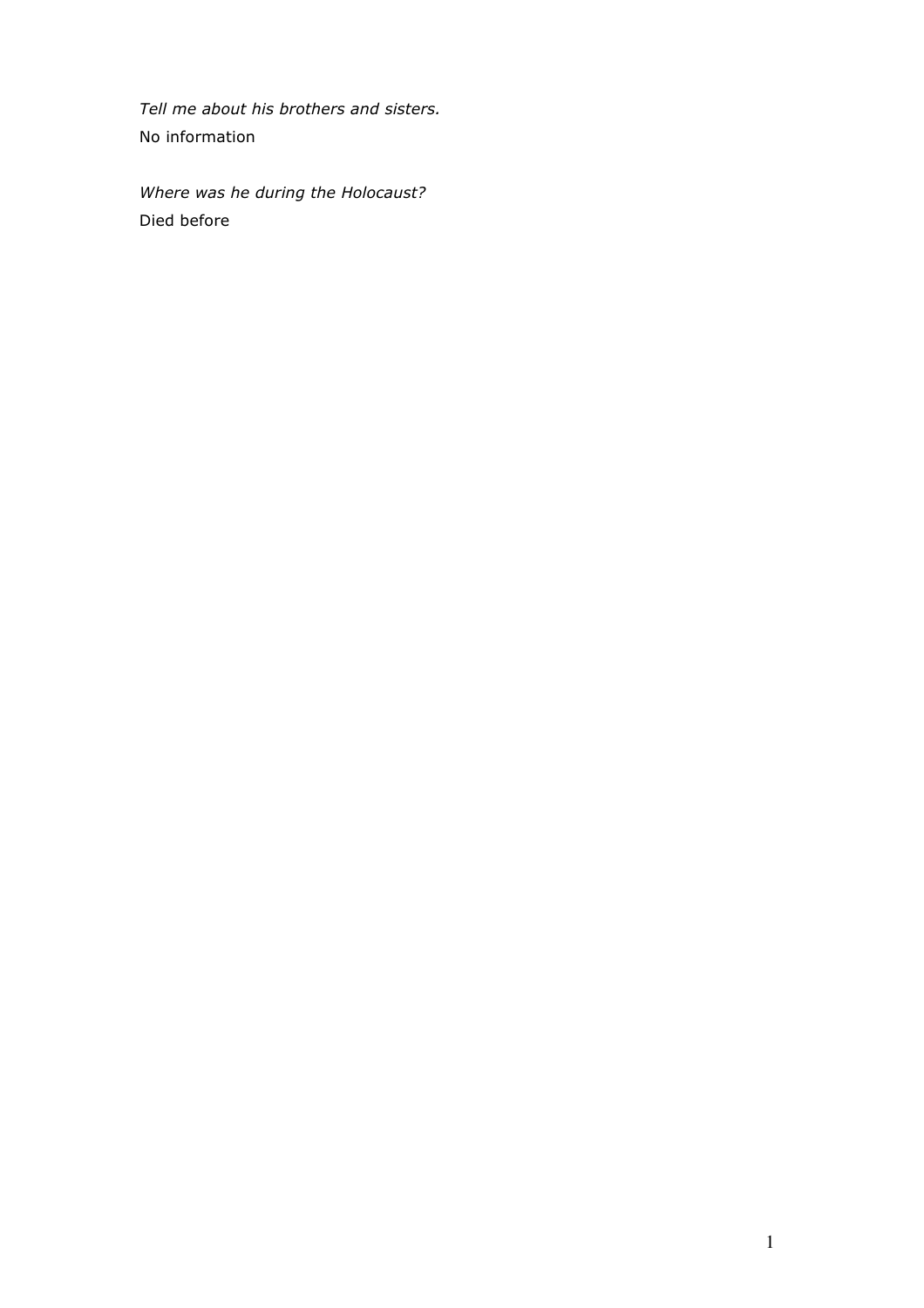*Tell me about his brothers and sisters.*
No information

*Where was he during the Holocaust?*
Died before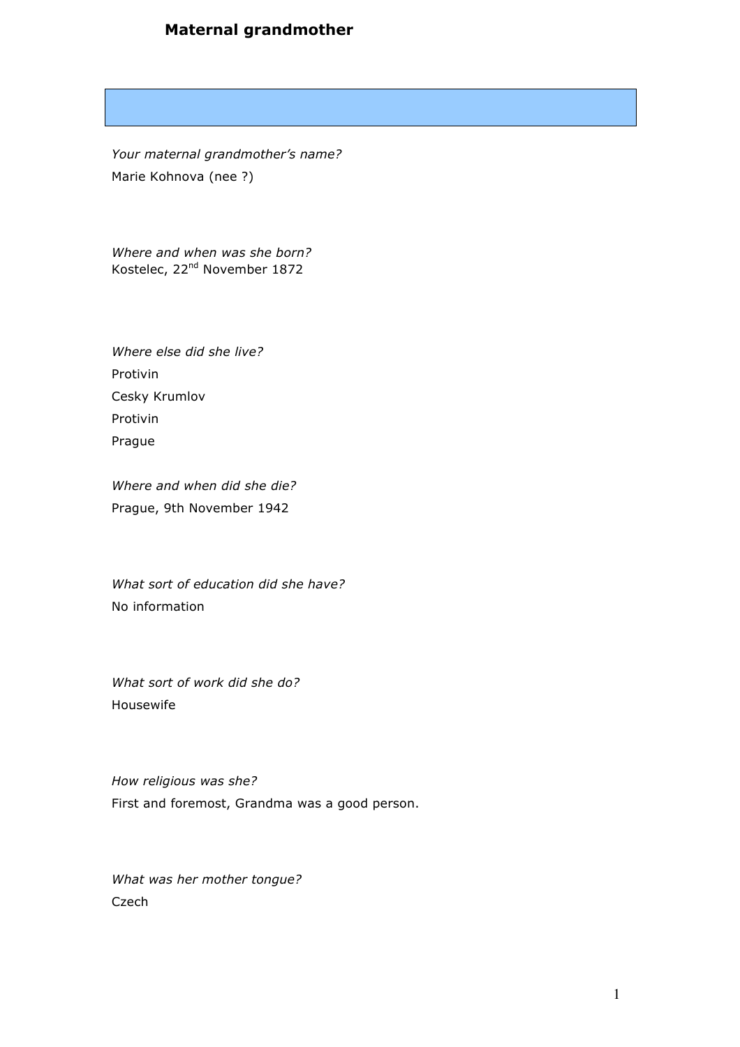## Maternal grandmother

*Your maternal grandmother's name?*

Marie Kohnova (nee ?)

*Where and when was she born?*

Kostelec, 22nd November 1872

*Where else did she live?*

Protivin

Cesky Krumlov

Protivin

Prague

*Where and when did she die?*

Prague, 9th November 1942

*What sort of education did she have?*

No information

*What sort of work did she do?*

Housewife

*How religious was she?*

First and foremost, Grandma was a good person.

*What was her mother tongue?*

Czech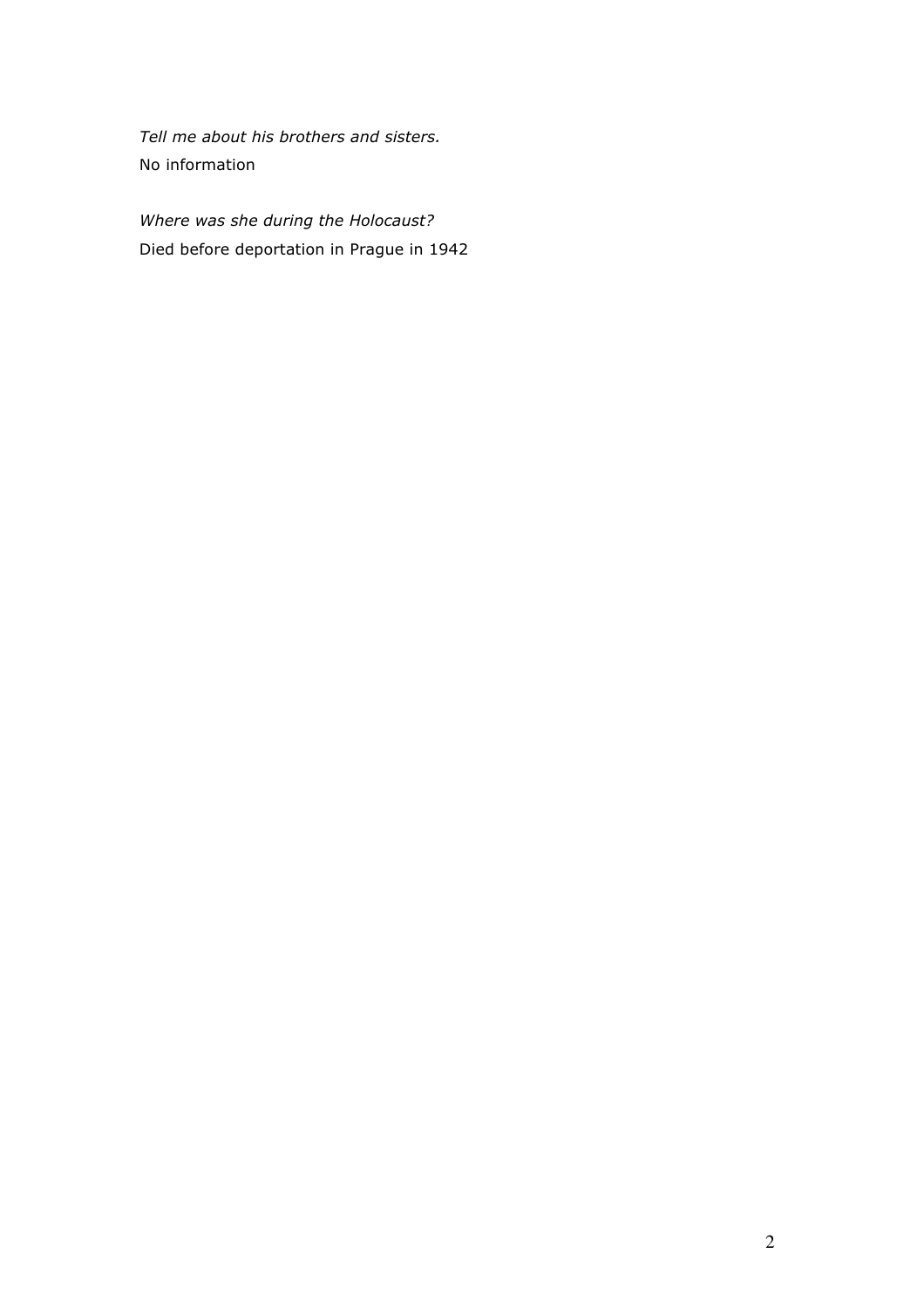*Tell me about his brothers and sisters.*
No information

*Where was she during the Holocaust?*
Died before deportation in Prague in 1942